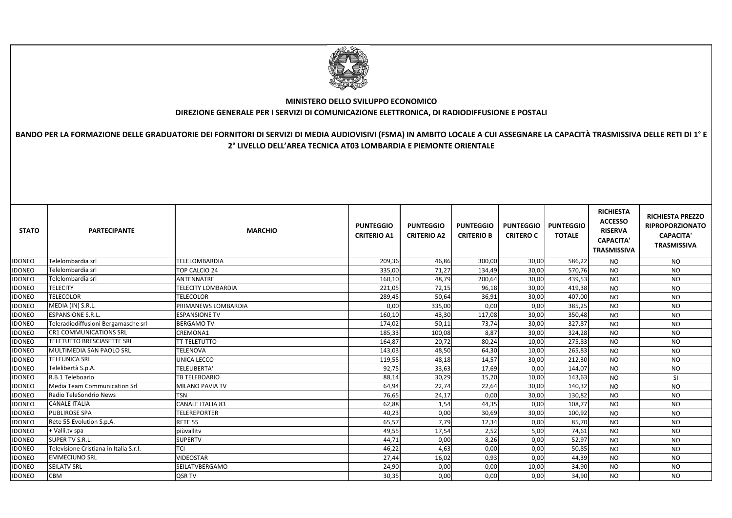**MINISTERO DELLO SVILUPPO ECONOMICO**

**DIREZIONE GENERALE PER I SERVIZI DI COMUNICAZIONE ELETTRONICA, DI RADIODIFFUSIONE E POSTALI**

**BANDO PER LA FORMAZIONE DELLE GRADUATORIE DEI FORNITORI DI SERVIZI DI MEDIA AUDIOVISIVI (FSMA) IN AMBITO LOCALE A CUI ASSEGNARE LA CAPACITÀ TRASMISSIVA DELLE RETI DI 1° E 2° LIVELLO DELL'AREA TECNICA AT03 LOMBARDIA E PIEMONTE ORIENTALE**

| STATO | PARTECIPANTE | MARCHIO | PUNTEGGIO CRITERIO A1 | PUNTEGGIO CRITERIO A2 | PUNTEGGIO CRITERIO B | PUNTEGGIO CRITERO C | PUNTEGGIO TOTALE | RICHIESTA ACCESSO RISERVA CAPACITA' TRASMISSIVA | RICHIESTA PREZZO RIPROPORZIONATO CAPACITA' TRASMISSIVA |
|---|---|---|---|---|---|---|---|---|---|
| IDONEO | Telelombardia srl | TELELOMBARDIA | 209,36 | 46,86 | 300,00 | 30,00 | 586,22 | NO | NO |
| IDONEO | Telelombardia srl | TOP CALCIO 24 | 335,00 | 71,27 | 134,49 | 30,00 | 570,76 | NO | NO |
| IDONEO | Telelombardia srl | ANTENNATRE | 160,10 | 48,79 | 200,64 | 30,00 | 439,53 | NO | NO |
| IDONEO | TELECITY | TELECITY LOMBARDIA | 221,05 | 72,15 | 96,18 | 30,00 | 419,38 | NO | NO |
| IDONEO | TELECOLOR | TELECOLOR | 289,45 | 50,64 | 36,91 | 30,00 | 407,00 | NO | NO |
| IDONEO | MEDIA (IN) S.R.L. | PRIMANEWS LOMBARDIA | 0,00 | 335,00 | 0,00 | 0,00 | 385,25 | NO | NO |
| IDONEO | ESPANSIONE S.R.L. | ESPANSIONE TV | 160,10 | 43,30 | 117,08 | 30,00 | 350,48 | NO | NO |
| IDONEO | Teleradiodiffusioni Bergamasche srl | BERGAMO TV | 174,02 | 50,11 | 73,74 | 30,00 | 327,87 | NO | NO |
| IDONEO | CR1 COMMUNICATIONS SRL | CREMONA1 | 185,33 | 100,08 | 8,87 | 30,00 | 324,28 | NO | NO |
| IDONEO | TELETUTTO BRESCIASETTE SRL | TT-TELETUTTO | 164,87 | 20,72 | 80,24 | 10,00 | 275,83 | NO | NO |
| IDONEO | MULTIMEDIA SAN PAOLO SRL | TELENOVA | 143,03 | 48,50 | 64,30 | 10,00 | 265,83 | NO | NO |
| IDONEO | TELEUNICA SRL | UNICA LECCO | 119,55 | 48,18 | 14,57 | 30,00 | 212,30 | NO | NO |
| IDONEO | Telelibertà S.p.A. | TELELIBERTA' | 92,75 | 33,63 | 17,69 | 0,00 | 144,07 | NO | NO |
| IDONEO | R.B.1 Teleboario | TB TELEBOARIO | 88,14 | 30,29 | 15,20 | 10,00 | 143,63 | NO | SI |
| IDONEO | Media Team Communication Srl | MILANO PAVIA TV | 64,94 | 22,74 | 22,64 | 30,00 | 140,32 | NO | NO |
| IDONEO | Radio TeleSondrio News | TSN | 76,65 | 24,17 | 0,00 | 30,00 | 130,82 | NO | NO |
| IDONEO | CANALE ITALIA | CANALE ITALIA 83 | 62,88 | 1,54 | 44,35 | 0,00 | 108,77 | NO | NO |
| IDONEO | PUBLIROSE SPA | TELEREPORTER | 40,23 | 0,00 | 30,69 | 30,00 | 100,92 | NO | NO |
| IDONEO | Rete 55 Evolution S.p.A. | RETE 55 | 65,57 | 7,79 | 12,34 | 0,00 | 85,70 | NO | NO |
| IDONEO | + Valli.tv spa | piùvallitv | 49,55 | 17,54 | 2,52 | 5,00 | 74,61 | NO | NO |
| IDONEO | SUPER TV S.R.L. | SUPERTV | 44,71 | 0,00 | 8,26 | 0,00 | 52,97 | NO | NO |
| IDONEO | Televisione Cristiana in Italia S.r.l. | TCI | 46,22 | 4,63 | 0,00 | 0,00 | 50,85 | NO | NO |
| IDONEO | EMMECIUNO SRL | VIDEOSTAR | 27,44 | 16,02 | 0,93 | 0,00 | 44,39 | NO | NO |
| IDONEO | SEILATV SRL | SEILATVBERGAMO | 24,90 | 0,00 | 0,00 | 10,00 | 34,90 | NO | NO |
| IDONEO | CBM | QSR TV | 30,35 | 0,00 | 0,00 | 0,00 | 34,90 | NO | NO |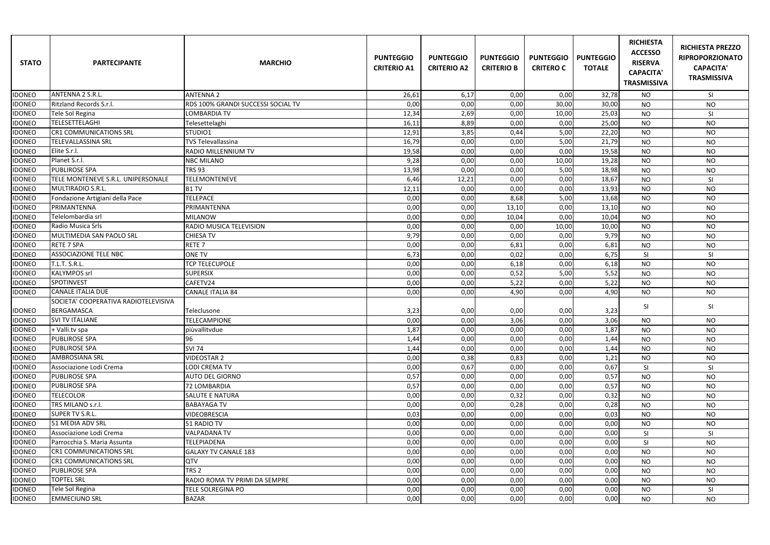| STATO | PARTECIPANTE | MARCHIO | PUNTEGGIO CRITERIO A1 | PUNTEGGIO CRITERIO A2 | PUNTEGGIO CRITERIO B | PUNTEGGIO CRITERO C | PUNTEGGIO TOTALE | RICHIESTA ACCESSO RISERVA CAPACITA' TRASMISSIVA | RICHIESTA PREZZO RIPROPORZIONATO CAPACITA' TRASMISSIVA |
|---|---|---|---|---|---|---|---|---|---|
| IDONEO | ANTENNA 2 S.R.L. | ANTENNA 2 | 26,61 | 6,17 | 0,00 | 0,00 | 32,78 | NO | SI |
| IDONEO | Ritzland Records S.r.l. | RDS 100% GRANDI SUCCESSI SOCIAL TV | 0,00 | 0,00 | 0,00 | 30,00 | 30,00 | NO | NO |
| IDONEO | Tele Sol Regina | LOMBARDIA TV | 12,34 | 2,69 | 0,00 | 10,00 | 25,03 | NO | SI |
| IDONEO | TELESETTELAGHI | Telesettelaghi | 16,11 | 8,89 | 0,00 | 0,00 | 25,00 | NO | NO |
| IDONEO | CR1 COMMUNICATIONS SRL | STUDIO1 | 12,91 | 3,85 | 0,44 | 5,00 | 22,20 | NO | NO |
| IDONEO | TELEVALLASSINA SRL | TVS Televallassina | 16,79 | 0,00 | 0,00 | 5,00 | 21,79 | NO | NO |
| IDONEO | Elite S.r.l. | RADIO MILLENNIUM TV | 19,58 | 0,00 | 0,00 | 0,00 | 19,58 | NO | NO |
| IDONEO | Planet S.r.l. | NBC MILANO | 9,28 | 0,00 | 0,00 | 10,00 | 19,28 | NO | NO |
| IDONEO | PUBLIROSE SPA | TRS 93 | 13,98 | 0,00 | 0,00 | 5,00 | 18,98 | NO | NO |
| IDONEO | TELE MONTENEVE S.R.L. UNIPERSONALE | TELEMONTENEVE | 6,46 | 12,21 | 0,00 | 0,00 | 18,67 | NO | SI |
| IDONEO | MULTIRADIO S.R.L. | B1 TV | 12,11 | 0,00 | 0,00 | 0,00 | 13,93 | NO | NO |
| IDONEO | Fondazione Artigiani della Pace | TELEPACE | 0,00 | 0,00 | 8,68 | 5,00 | 13,68 | NO | NO |
| IDONEO | PRIMANTENNA | PRIMANTENNA | 0,00 | 0,00 | 13,10 | 0,00 | 13,10 | NO | NO |
| IDONEO | Telelombardia srl | MILANOW | 0,00 | 0,00 | 10,04 | 0,00 | 10,04 | NO | NO |
| IDONEO | Radio Musica Srls | RADIO MUSICA TELEVISION | 0,00 | 0,00 | 0,00 | 10,00 | 10,00 | NO | NO |
| IDONEO | MULTIMEDIA SAN PAOLO SRL | CHIESA TV | 9,79 | 0,00 | 0,00 | 0,00 | 9,79 | NO | NO |
| IDONEO | RETE 7 SPA | RETE 7 | 0,00 | 0,00 | 6,81 | 0,00 | 6,81 | NO | NO |
| IDONEO | ASSOCIAZIONE TELE NBC | ONE TV | 6,73 | 0,00 | 0,02 | 0,00 | 6,75 | SI | SI |
| IDONEO | T.L.T. S.R.L. | TCP TELECUPOLE | 0,00 | 0,00 | 6,18 | 0,00 | 6,18 | NO | NO |
| IDONEO | KALYMPOS srl | SUPERSIX | 0,00 | 0,00 | 0,52 | 5,00 | 5,52 | NO | NO |
| IDONEO | SPOTINVEST | CAFETV24 | 0,00 | 0,00 | 5,22 | 0,00 | 5,22 | NO | NO |
| IDONEO | CANALE ITALIA DUE | CANALE ITALIA 84 | 0,00 | 0,00 | 4,90 | 0,00 | 4,90 | NO | NO |
| IDONEO | SOCIETA' COOPERATIVA RADIOTELEVISIVA BERGAMASCA | Teleclusone | 3,23 | 0,00 | 0,00 | 0,00 | 3,23 | SI | SI |
| IDONEO | SVI TV ITALIANE | TELECAMPIONE | 0,00 | 0,00 | 3,06 | 0,00 | 3,06 | NO | NO |
| IDONEO | + Valli.tv spa | piùvallitvdue | 1,87 | 0,00 | 0,00 | 0,00 | 1,87 | NO | NO |
| IDONEO | PUBLIROSE SPA | 96 | 1,44 | 0,00 | 0,00 | 0,00 | 1,44 | NO | NO |
| IDONEO | PUBLIROSE SPA | SVI 74 | 1,44 | 0,00 | 0,00 | 0,00 | 1,44 | NO | NO |
| IDONEO | AMBROSIANA SRL | VIDEOSTAR 2 | 0,00 | 0,38 | 0,83 | 0,00 | 1,21 | NO | NO |
| IDONEO | Associazione Lodi Crema | LODI CREMA TV | 0,00 | 0,67 | 0,00 | 0,00 | 0,67 | SI | SI |
| IDONEO | PUBLIROSE SPA | AUTO DEL GIORNO | 0,57 | 0,00 | 0,00 | 0,00 | 0,57 | NO | NO |
| IDONEO | PUBLIROSE SPA | 72 LOMBARDIA | 0,57 | 0,00 | 0,00 | 0,00 | 0,57 | NO | NO |
| IDONEO | TELECOLOR | SALUTE E NATURA | 0,00 | 0,00 | 0,32 | 0,00 | 0,32 | NO | NO |
| IDONEO | TRS MILANO s.r.l. | BABAYAGA TV | 0,00 | 0,00 | 0,28 | 0,00 | 0,28 | NO | NO |
| IDONEO | SUPER TV S.R.L. | VIDEOBRESCIA | 0,03 | 0,00 | 0,00 | 0,00 | 0,03 | NO | NO |
| IDONEO | 51 MEDIA ADV SRL | 51 RADIO TV | 0,00 | 0,00 | 0,00 | 0,00 | 0,00 | NO | NO |
| IDONEO | Associazione Lodi Crema | VALPADANA TV | 0,00 | 0,00 | 0,00 | 0,00 | 0,00 | SI | SI |
| IDONEO | Parrocchia S. Maria Assunta | TELEPIADENA | 0,00 | 0,00 | 0,00 | 0,00 | 0,00 | SI | NO |
| IDONEO | CR1 COMMUNICATIONS SRL | GALAXY TV CANALE 183 | 0,00 | 0,00 | 0,00 | 0,00 | 0,00 | NO | NO |
| IDONEO | CR1 COMMUNICATIONS SRL | QTV | 0,00 | 0,00 | 0,00 | 0,00 | 0,00 | NO | NO |
| IDONEO | PUBLIROSE SPA | TRS 2 | 0,00 | 0,00 | 0,00 | 0,00 | 0,00 | NO | NO |
| IDONEO | TOPTEL SRL | RADIO ROMA TV PRIMI DA SEMPRE | 0,00 | 0,00 | 0,00 | 0,00 | 0,00 | NO | NO |
| IDONEO | Tele Sol Regina | TELE SOLREGINA PO | 0,00 | 0,00 | 0,00 | 0,00 | 0,00 | NO | SI |
| IDONEO | EMMECIUNO SRL | BAZAR | 0,00 | 0,00 | 0,00 | 0,00 | 0,00 | NO | NO |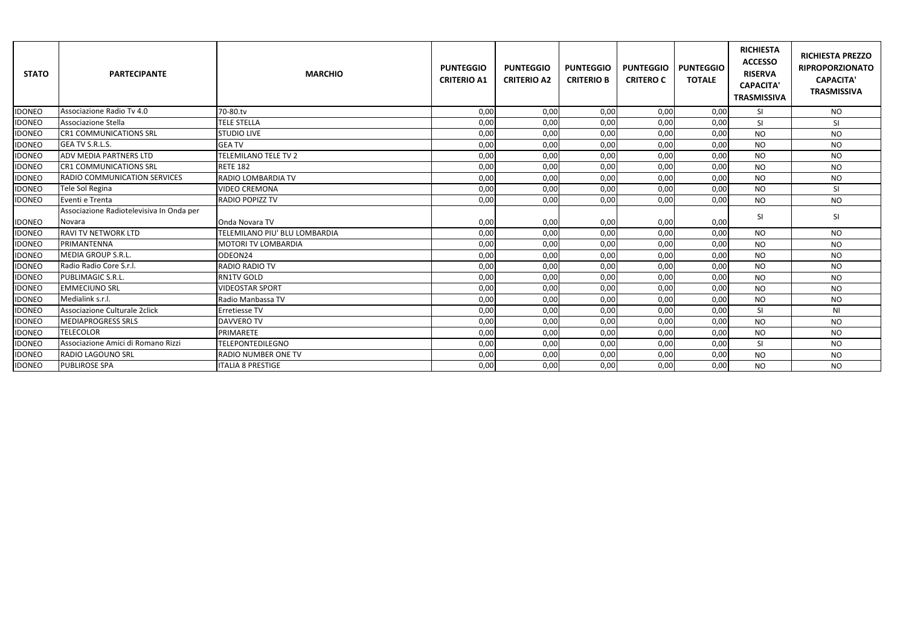| STATO | PARTECIPANTE | MARCHIO | PUNTEGGIO CRITERIO A1 | PUNTEGGIO CRITERIO A2 | PUNTEGGIO CRITERIO B | PUNTEGGIO CRITERO C | PUNTEGGIO TOTALE | RICHIESTA ACCESSO RISERVA CAPACITA' TRASMISSIVA | RICHIESTA PREZZO RIPROPORZIONATO CAPACITA' TRASMISSIVA |
|---|---|---|---|---|---|---|---|---|---|
| IDONEO | Associazione Radio Tv 4.0 | 70-80.tv | 0,00 | 0,00 | 0,00 | 0,00 | 0,00 | SI | NO |
| IDONEO | Associazione Stella | TELE STELLA | 0,00 | 0,00 | 0,00 | 0,00 | 0,00 | SI | SI |
| IDONEO | CR1 COMMUNICATIONS SRL | STUDIO LIVE | 0,00 | 0,00 | 0,00 | 0,00 | 0,00 | NO | NO |
| IDONEO | GEA TV S.R.L.S. | GEA TV | 0,00 | 0,00 | 0,00 | 0,00 | 0,00 | NO | NO |
| IDONEO | ADV MEDIA PARTNERS LTD | TELEMILANO TELE TV 2 | 0,00 | 0,00 | 0,00 | 0,00 | 0,00 | NO | NO |
| IDONEO | CR1 COMMUNICATIONS SRL | RETE 182 | 0,00 | 0,00 | 0,00 | 0,00 | 0,00 | NO | NO |
| IDONEO | RADIO COMMUNICATION SERVICES | RADIO LOMBARDIA TV | 0,00 | 0,00 | 0,00 | 0,00 | 0,00 | NO | NO |
| IDONEO | Tele Sol Regina | VIDEO CREMONA | 0,00 | 0,00 | 0,00 | 0,00 | 0,00 | NO | SI |
| IDONEO | Eventi e Trenta | RADIO POPIZZ TV | 0,00 | 0,00 | 0,00 | 0,00 | 0,00 | NO | NO |
| IDONEO | Associazione Radiotelevisiva In Onda per Novara | Onda Novara TV | 0,00 | 0,00 | 0,00 | 0,00 | 0,00 | SI | SI |
| IDONEO | RAVI TV NETWORK LTD | TELEMILANO PIU' BLU LOMBARDIA | 0,00 | 0,00 | 0,00 | 0,00 | 0,00 | NO | NO |
| IDONEO | PRIMANTENNA | MOTORI TV LOMBARDIA | 0,00 | 0,00 | 0,00 | 0,00 | 0,00 | NO | NO |
| IDONEO | MEDIA GROUP S.R.L. | ODEON24 | 0,00 | 0,00 | 0,00 | 0,00 | 0,00 | NO | NO |
| IDONEO | Radio Radio Core S.r.l. | RADIO RADIO TV | 0,00 | 0,00 | 0,00 | 0,00 | 0,00 | NO | NO |
| IDONEO | PUBLIMAGIC S.R.L. | RN1TV GOLD | 0,00 | 0,00 | 0,00 | 0,00 | 0,00 | NO | NO |
| IDONEO | EMMECIUNO SRL | VIDEOSTAR SPORT | 0,00 | 0,00 | 0,00 | 0,00 | 0,00 | NO | NO |
| IDONEO | Medialink s.r.l. | Radio Manbassa TV | 0,00 | 0,00 | 0,00 | 0,00 | 0,00 | NO | NO |
| IDONEO | Associazione Culturale 2click | Erretiesse TV | 0,00 | 0,00 | 0,00 | 0,00 | 0,00 | SI | NI |
| IDONEO | MEDIAPROGRESS SRLS | DAVVERO TV | 0,00 | 0,00 | 0,00 | 0,00 | 0,00 | NO | NO |
| IDONEO | TELECOLOR | PRIMARETE | 0,00 | 0,00 | 0,00 | 0,00 | 0,00 | NO | NO |
| IDONEO | Associazione Amici di Romano Rizzi | TELEPONTEDILEGNO | 0,00 | 0,00 | 0,00 | 0,00 | 0,00 | SI | NO |
| IDONEO | RADIO LAGOUNO SRL | RADIO NUMBER ONE TV | 0,00 | 0,00 | 0,00 | 0,00 | 0,00 | NO | NO |
| IDONEO | PUBLIROSE SPA | ITALIA 8 PRESTIGE | 0,00 | 0,00 | 0,00 | 0,00 | 0,00 | NO | NO |